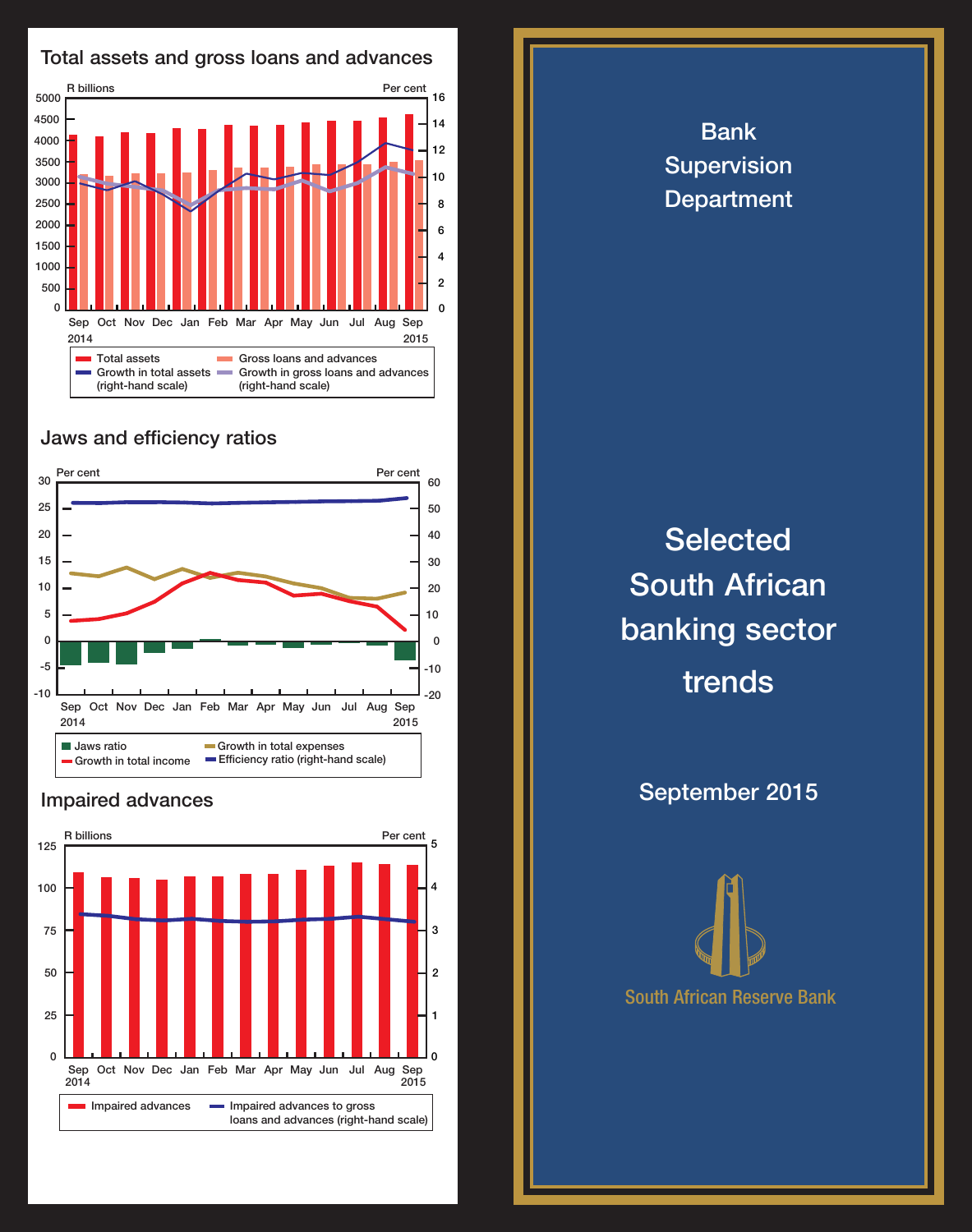## Total assets and gross loans and advances

R billions | Per cent

Sep 2014, Oct, Nov, Dec, Jan, Feb, Mar, Apr, May, Jun, Jul, Aug, Sep 2015

- Total assets
- Gross loans and advances
- Growth in total assets (right-hand scale)
- Growth in gross loans and advances (right-hand scale)

## Jaws and efficiency ratios

Per cent | Per cent

Sep 2014, Oct, Nov, Dec, Jan, Feb, Mar, Apr, May, Jun, Jul, Aug, Sep 2015

- Jaws ratio
- Growth in total income
- Growth in total expenses
- Efficiency ratio (right-hand scale)

## Impaired advances

R billions | Per cent

Sep 2014, Oct, Nov, Dec, Jan, Feb, Mar, Apr, May, Jun, Jul, Aug, Sep 2015

- Impaired advances
- Impaired advances to gross loans and advances (right-hand scale)

Bank Supervision Department

# Selected South African banking sector trends

September 2015

South African Reserve Bank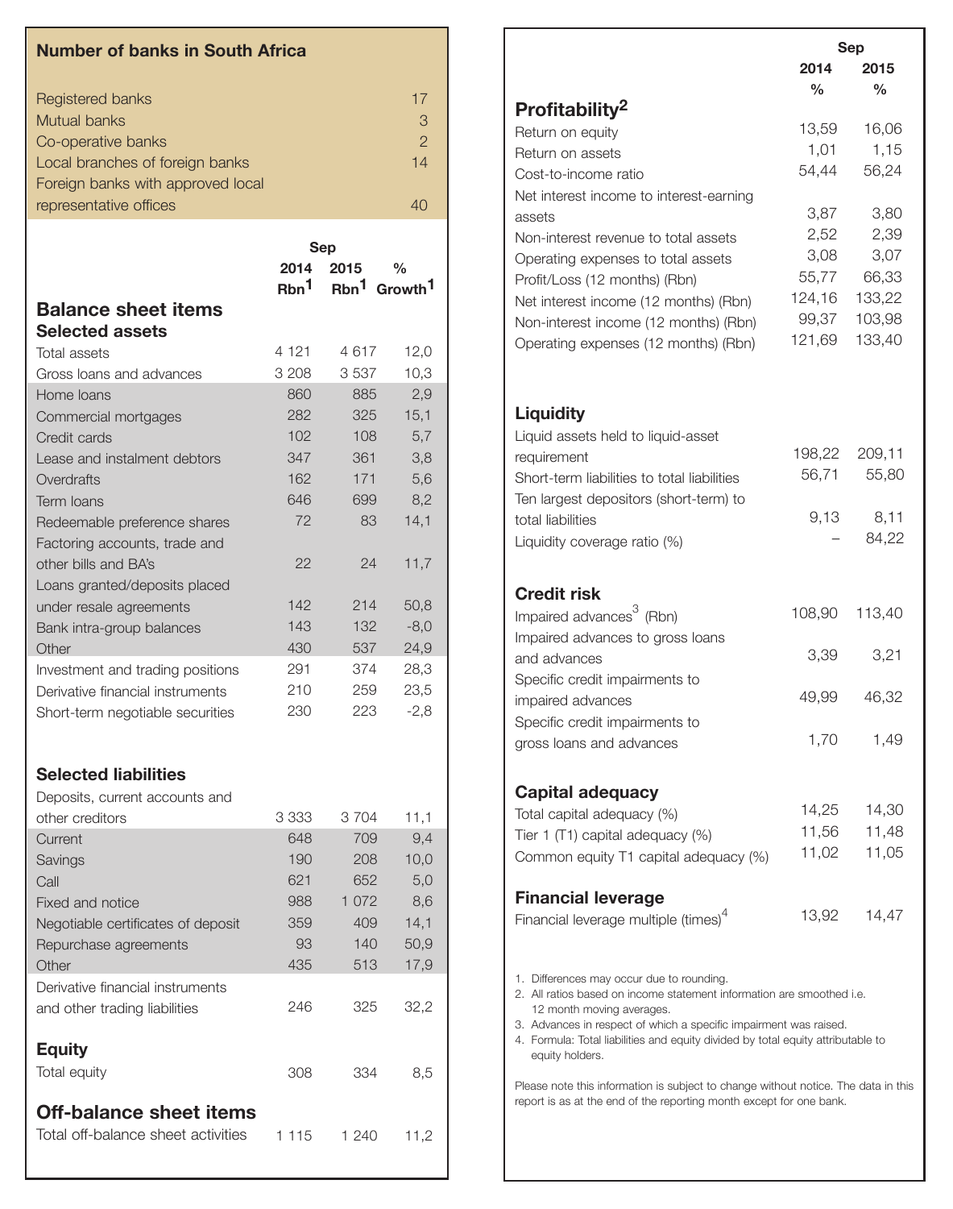## Number of banks in South Africa

| | |
|---|---|
| Registered banks | 17 |
| Mutual banks | 3 |
| Co-operative banks | 2 |
| Local branches of foreign banks | 14 |
| Foreign banks with approved local representative offices | 40 |

| | Sep 2014 Rbn[1] | Sep 2015 Rbn[1] | % Growth[1] |
|---|---|---|---|
| **Balance sheet items** | | | |
| **Selected assets** | | | |
| Total assets | 4 121 | 4 617 | 12,0 |
| Gross loans and advances | 3 208 | 3 537 | 10,3 |
| Home loans | 860 | 885 | 2,9 |
| Commercial mortgages | 282 | 325 | 15,1 |
| Credit cards | 102 | 108 | 5,7 |
| Lease and instalment debtors | 347 | 361 | 3,8 |
| Overdrafts | 162 | 171 | 5,6 |
| Term loans | 646 | 699 | 8,2 |
| Redeemable preference shares | 72 | 83 | 14,1 |
| Factoring accounts, trade and other bills and BA's | 22 | 24 | 11,7 |
| Loans granted/deposits placed under resale agreements | 142 | 214 | 50,8 |
| Bank intra-group balances | 143 | 132 | -8,0 |
| Other | 430 | 537 | 24,9 |
| Investment and trading positions | 291 | 374 | 28,3 |
| Derivative financial instruments | 210 | 259 | 23,5 |
| Short-term negotiable securities | 230 | 223 | -2,8 |
| **Selected liabilities** | | | |
| Deposits, current accounts and other creditors | 3 333 | 3 704 | 11,1 |
| Current | 648 | 709 | 9,4 |
| Savings | 190 | 208 | 10,0 |
| Call | 621 | 652 | 5,0 |
| Fixed and notice | 988 | 1 072 | 8,6 |
| Negotiable certificates of deposit | 359 | 409 | 14,1 |
| Repurchase agreements | 93 | 140 | 50,9 |
| Other | 435 | 513 | 17,9 |
| Derivative financial instruments and other trading liabilities | 246 | 325 | 32,2 |
| **Equity** | | | |
| Total equity | 308 | 334 | 8,5 |
| **Off-balance sheet items** | | | |
| Total off-balance sheet activities | 1 115 | 1 240 | 11,2 |

| | Sep 2014 % | Sep 2015 % |
|---|---|---|
| **Profitability[2]** | | |
| Return on equity | 13,59 | 16,06 |
| Return on assets | 1,01 | 1,15 |
| Cost-to-income ratio | 54,44 | 56,24 |
| Net interest income to interest-earning assets | 3,87 | 3,80 |
| Non-interest revenue to total assets | 2,52 | 2,39 |
| Operating expenses to total assets | 3,08 | 3,07 |
| Profit/Loss (12 months) (Rbn) | 55,77 | 66,33 |
| Net interest income (12 months) (Rbn) | 124,16 | 133,22 |
| Non-interest income (12 months) (Rbn) | 99,37 | 103,98 |
| Operating expenses (12 months) (Rbn) | 121,69 | 133,40 |
| **Liquidity** | | |
| Liquid assets held to liquid-asset requirement | 198,22 | 209,11 |
| Short-term liabilities to total liabilities | 56,71 | 55,80 |
| Ten largest depositors (short-term) to total liabilities | 9,13 | 8,11 |
| Liquidity coverage ratio (%) | – | 84,22 |
| **Credit risk** | | |
| Impaired advances[3] (Rbn) | 108,90 | 113,40 |
| Impaired advances to gross loans and advances | 3,39 | 3,21 |
| Specific credit impairments to impaired advances | 49,99 | 46,32 |
| Specific credit impairments to gross loans and advances | 1,70 | 1,49 |
| **Capital adequacy** | | |
| Total capital adequacy (%) | 14,25 | 14,30 |
| Tier 1 (T1) capital adequacy (%) | 11,56 | 11,48 |
| Common equity T1 capital adequacy (%) | 11,02 | 11,05 |
| **Financial leverage** | | |
| Financial leverage multiple (times)[4] | 13,92 | 14,47 |

1. Differences may occur due to rounding.
2. All ratios based on income statement information are smoothed i.e. 12 month moving averages.
3. Advances in respect of which a specific impairment was raised.
4. Formula: Total liabilities and equity divided by total equity attributable to equity holders.

Please note this information is subject to change without notice. The data in this report is as at the end of the reporting month except for one bank.